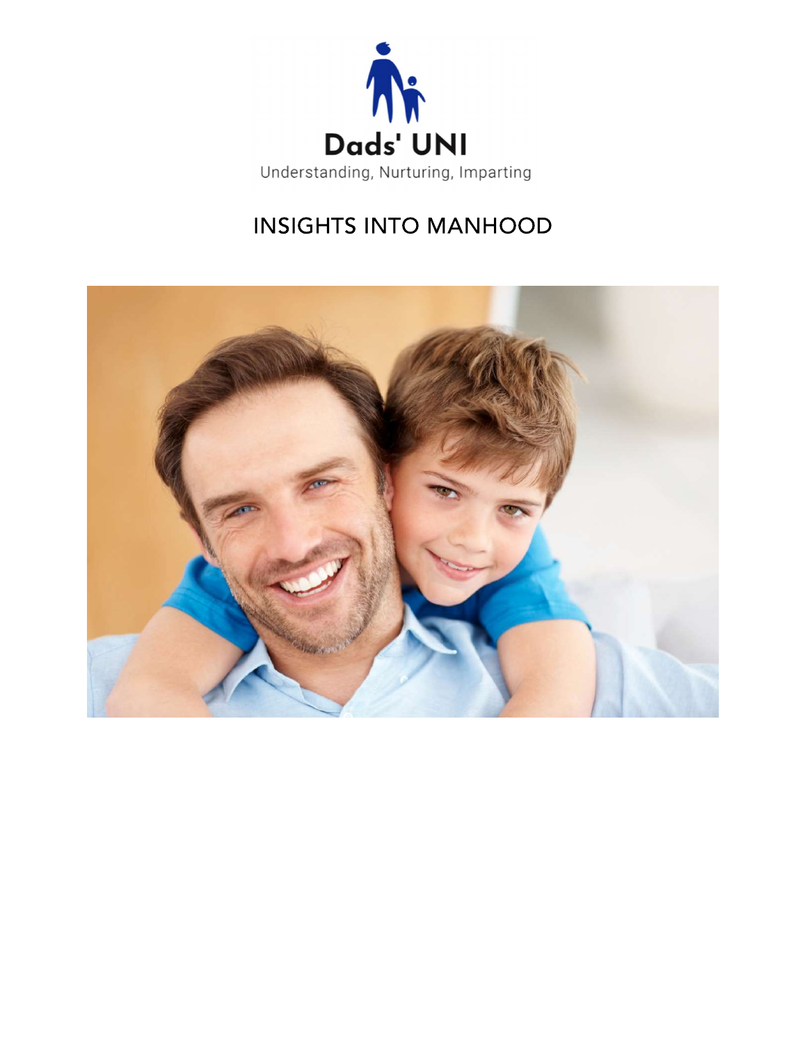Dads' UNI

Understanding, Nurturing, Imparting

# INSIGHTS INTO MANHOOD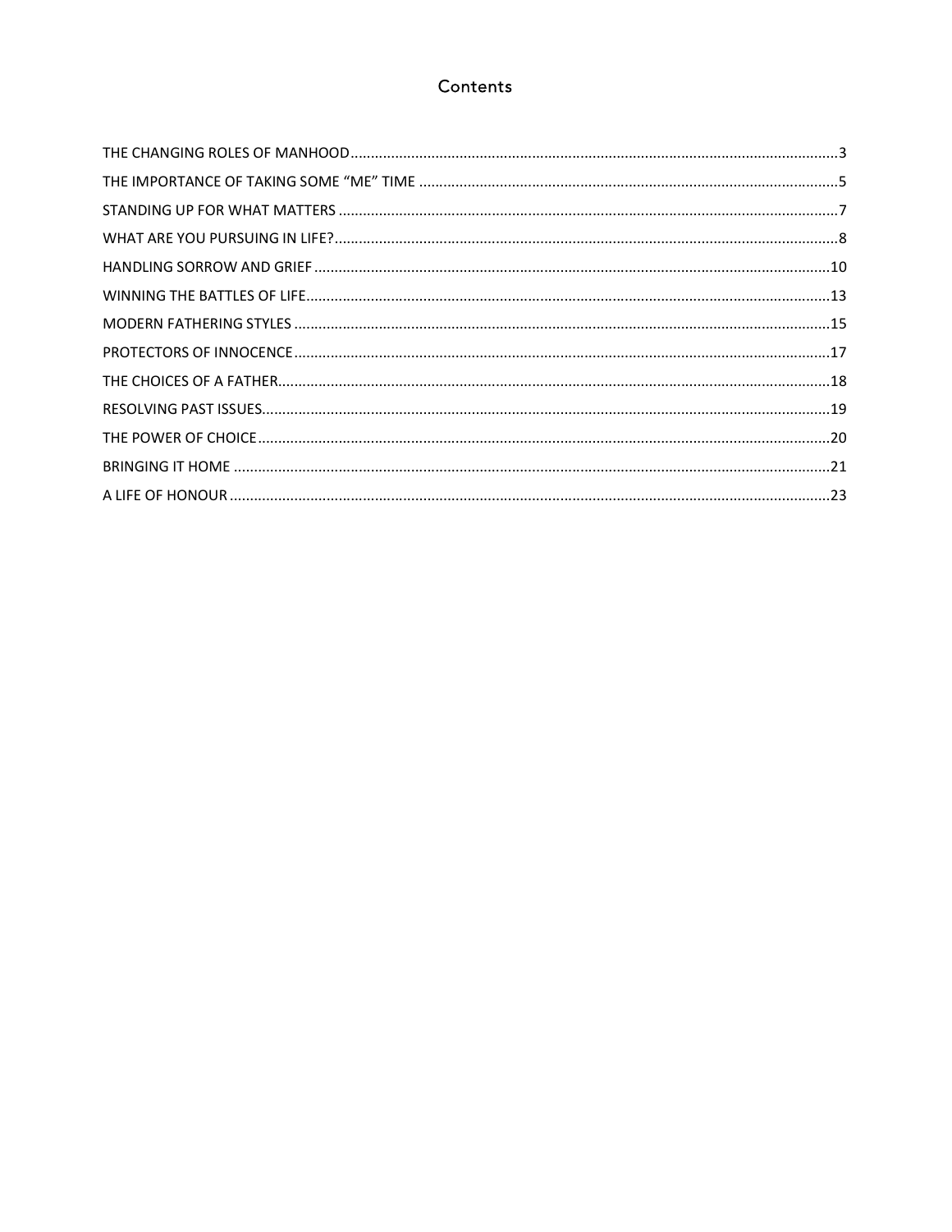# Contents

- THE CHANGING ROLES OF MANHOOD .......... 3
- THE IMPORTANCE OF TAKING SOME “ME” TIME .......... 5
- STANDING UP FOR WHAT MATTERS .......... 7
- WHAT ARE YOU PURSUING IN LIFE? .......... 8
- HANDLING SORROW AND GRIEF .......... 10
- WINNING THE BATTLES OF LIFE .......... 13
- MODERN FATHERING STYLES .......... 15
- PROTECTORS OF INNOCENCE .......... 17
- THE CHOICES OF A FATHER .......... 18
- RESOLVING PAST ISSUES .......... 19
- THE POWER OF CHOICE .......... 20
- BRINGING IT HOME .......... 21
- A LIFE OF HONOUR .......... 23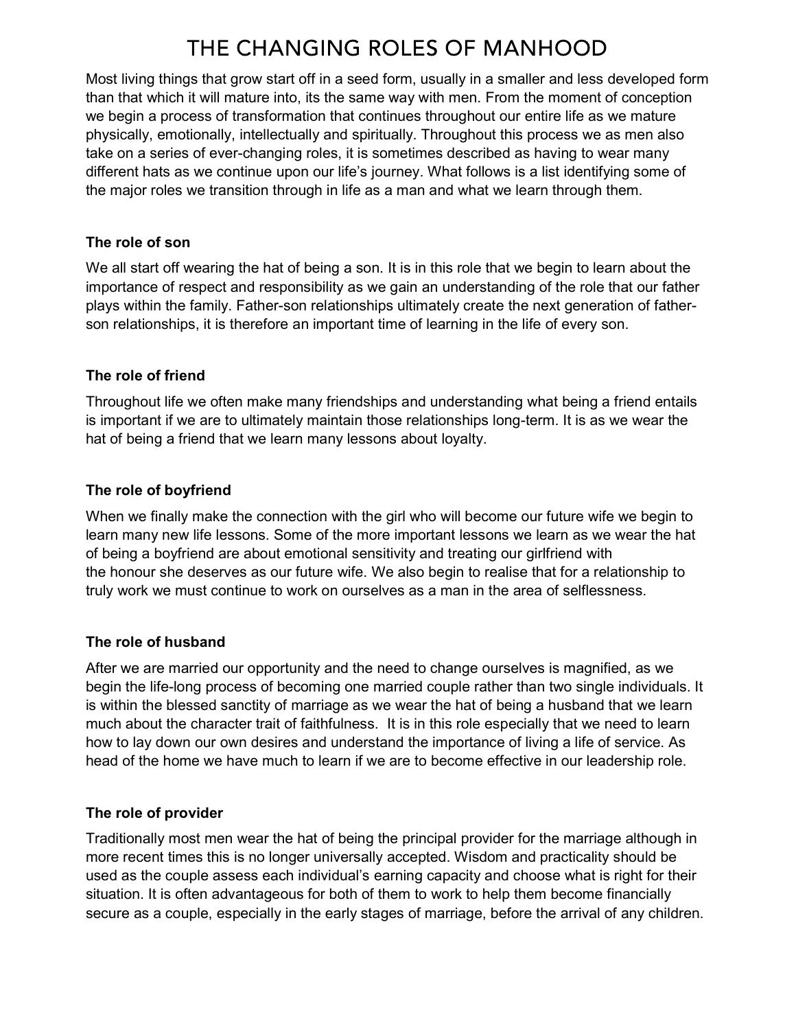# THE CHANGING ROLES OF MANHOOD

Most living things that grow start off in a seed form, usually in a smaller and less developed form than that which it will mature into, its the same way with men. From the moment of conception we begin a process of transformation that continues throughout our entire life as we mature physically, emotionally, intellectually and spiritually. Throughout this process we as men also take on a series of ever-changing roles, it is sometimes described as having to wear many different hats as we continue upon our life's journey. What follows is a list identifying some of the major roles we transition through in life as a man and what we learn through them.

**The role of son**

We all start off wearing the hat of being a son. It is in this role that we begin to learn about the importance of respect and responsibility as we gain an understanding of the role that our father plays within the family. Father-son relationships ultimately create the next generation of father-son relationships, it is therefore an important time of learning in the life of every son.

**The role of friend**

Throughout life we often make many friendships and understanding what being a friend entails is important if we are to ultimately maintain those relationships long-term. It is as we wear the hat of being a friend that we learn many lessons about loyalty.

**The role of boyfriend**

When we finally make the connection with the girl who will become our future wife we begin to learn many new life lessons. Some of the more important lessons we learn as we wear the hat of being a boyfriend are about emotional sensitivity and treating our girlfriend with the honour she deserves as our future wife. We also begin to realise that for a relationship to truly work we must continue to work on ourselves as a man in the area of selflessness.

**The role of husband**

After we are married our opportunity and the need to change ourselves is magnified, as we begin the life-long process of becoming one married couple rather than two single individuals. It is within the blessed sanctity of marriage as we wear the hat of being a husband that we learn much about the character trait of faithfulness. It is in this role especially that we need to learn how to lay down our own desires and understand the importance of living a life of service. As head of the home we have much to learn if we are to become effective in our leadership role.

**The role of provider**

Traditionally most men wear the hat of being the principal provider for the marriage although in more recent times this is no longer universally accepted. Wisdom and practicality should be used as the couple assess each individual's earning capacity and choose what is right for their situation. It is often advantageous for both of them to work to help them become financially secure as a couple, especially in the early stages of marriage, before the arrival of any children.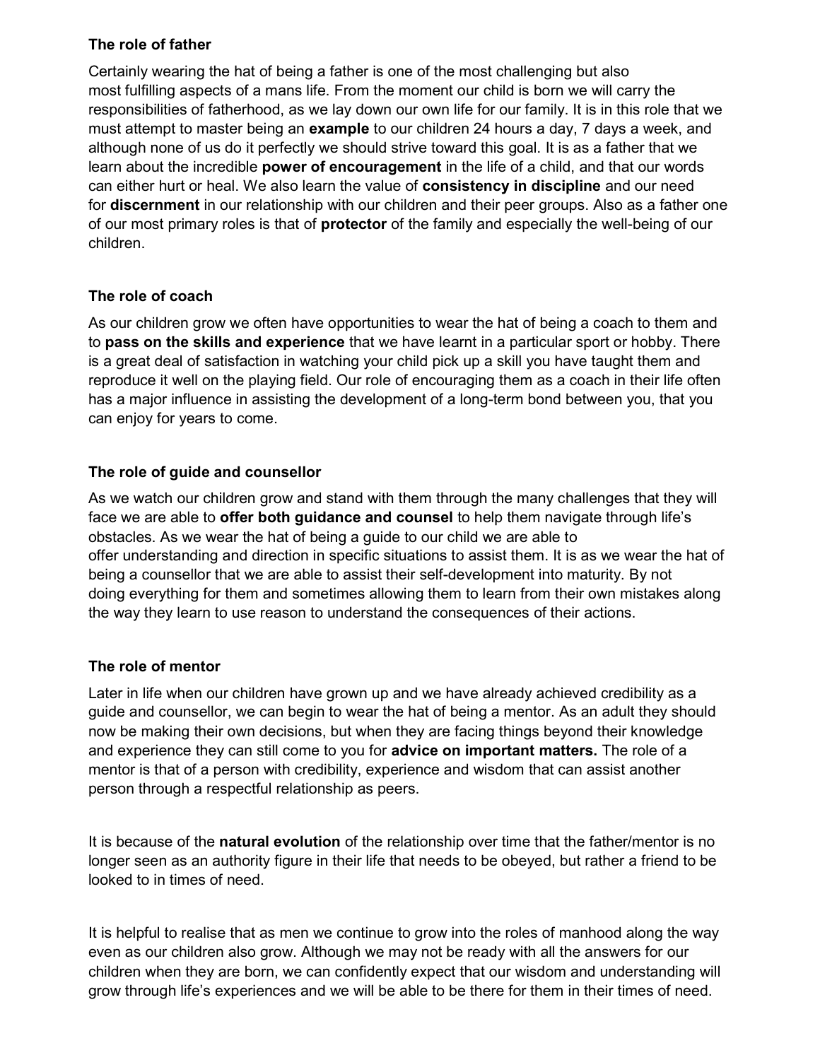### The role of father

Certainly wearing the hat of being a father is one of the most challenging but also most fulfilling aspects of a mans life. From the moment our child is born we will carry the responsibilities of fatherhood, as we lay down our own life for our family. It is in this role that we must attempt to master being an **example** to our children 24 hours a day, 7 days a week, and although none of us do it perfectly we should strive toward this goal. It is as a father that we learn about the incredible **power of encouragement** in the life of a child, and that our words can either hurt or heal. We also learn the value of **consistency in discipline** and our need for **discernment** in our relationship with our children and their peer groups. Also as a father one of our most primary roles is that of **protector** of the family and especially the well-being of our children.

### The role of coach

As our children grow we often have opportunities to wear the hat of being a coach to them and to **pass on the skills and experience** that we have learnt in a particular sport or hobby. There is a great deal of satisfaction in watching your child pick up a skill you have taught them and reproduce it well on the playing field. Our role of encouraging them as a coach in their life often has a major influence in assisting the development of a long-term bond between you, that you can enjoy for years to come.

### The role of guide and counsellor

As we watch our children grow and stand with them through the many challenges that they will face we are able to **offer both guidance and counsel** to help them navigate through life's obstacles. As we wear the hat of being a guide to our child we are able to offer understanding and direction in specific situations to assist them. It is as we wear the hat of being a counsellor that we are able to assist their self-development into maturity. By not doing everything for them and sometimes allowing them to learn from their own mistakes along the way they learn to use reason to understand the consequences of their actions.

### The role of mentor

Later in life when our children have grown up and we have already achieved credibility as a guide and counsellor, we can begin to wear the hat of being a mentor. As an adult they should now be making their own decisions, but when they are facing things beyond their knowledge and experience they can still come to you for **advice on important matters.** The role of a mentor is that of a person with credibility, experience and wisdom that can assist another person through a respectful relationship as peers.

It is because of the **natural evolution** of the relationship over time that the father/mentor is no longer seen as an authority figure in their life that needs to be obeyed, but rather a friend to be looked to in times of need.

It is helpful to realise that as men we continue to grow into the roles of manhood along the way even as our children also grow. Although we may not be ready with all the answers for our children when they are born, we can confidently expect that our wisdom and understanding will grow through life's experiences and we will be able to be there for them in their times of need.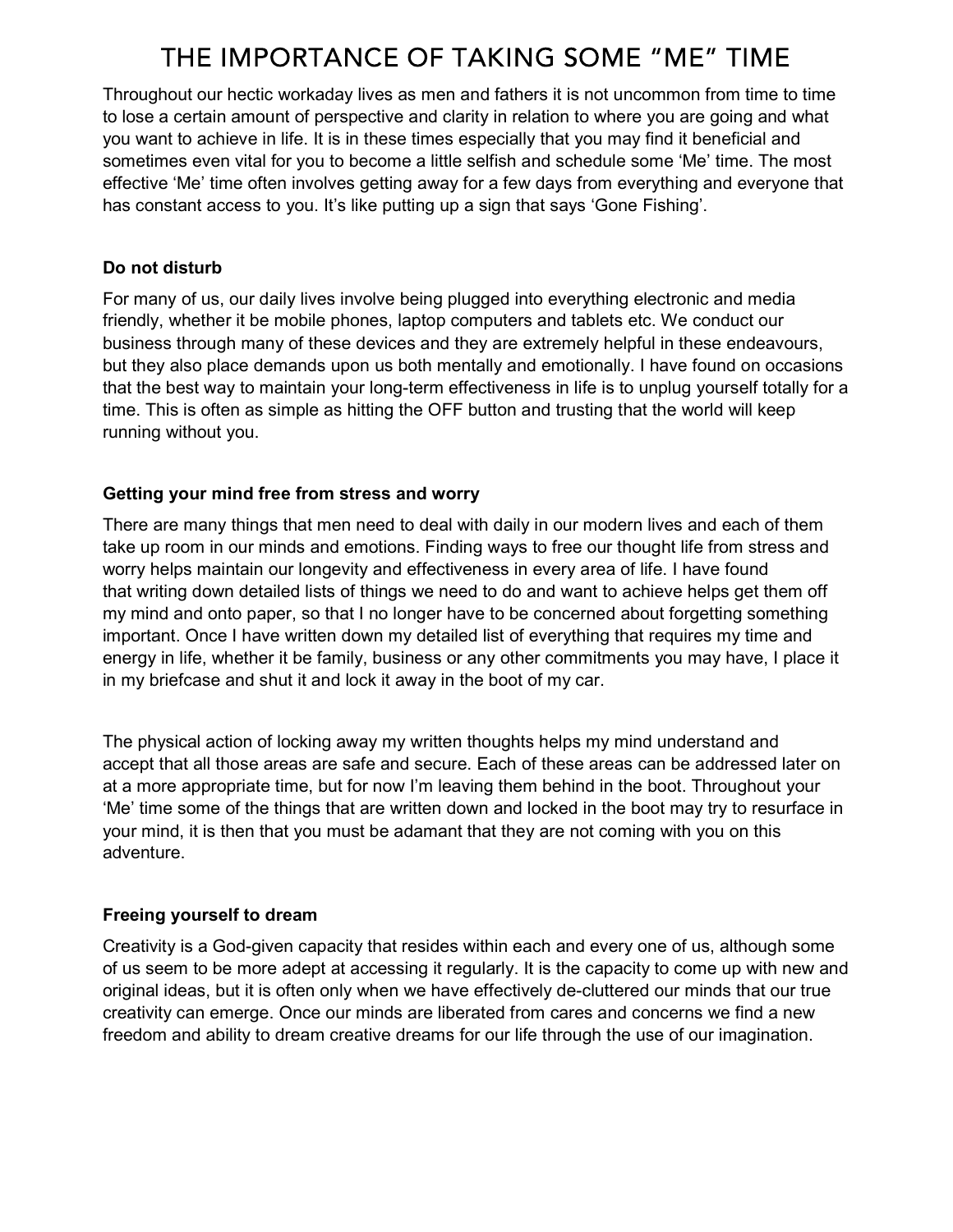# THE IMPORTANCE OF TAKING SOME "ME" TIME

Throughout our hectic workaday lives as men and fathers it is not uncommon from time to time to lose a certain amount of perspective and clarity in relation to where you are going and what you want to achieve in life. It is in these times especially that you may find it beneficial and sometimes even vital for you to become a little selfish and schedule some 'Me' time. The most effective 'Me' time often involves getting away for a few days from everything and everyone that has constant access to you. It's like putting up a sign that says 'Gone Fishing'.

**Do not disturb**

For many of us, our daily lives involve being plugged into everything electronic and media friendly, whether it be mobile phones, laptop computers and tablets etc. We conduct our business through many of these devices and they are extremely helpful in these endeavours, but they also place demands upon us both mentally and emotionally. I have found on occasions that the best way to maintain your long-term effectiveness in life is to unplug yourself totally for a time. This is often as simple as hitting the OFF button and trusting that the world will keep running without you.

**Getting your mind free from stress and worry**

There are many things that men need to deal with daily in our modern lives and each of them take up room in our minds and emotions. Finding ways to free our thought life from stress and worry helps maintain our longevity and effectiveness in every area of life. I have found that writing down detailed lists of things we need to do and want to achieve helps get them off my mind and onto paper, so that I no longer have to be concerned about forgetting something important. Once I have written down my detailed list of everything that requires my time and energy in life, whether it be family, business or any other commitments you may have, I place it in my briefcase and shut it and lock it away in the boot of my car.

The physical action of locking away my written thoughts helps my mind understand and accept that all those areas are safe and secure. Each of these areas can be addressed later on at a more appropriate time, but for now I'm leaving them behind in the boot. Throughout your 'Me' time some of the things that are written down and locked in the boot may try to resurface in your mind, it is then that you must be adamant that they are not coming with you on this adventure.

**Freeing yourself to dream**

Creativity is a God-given capacity that resides within each and every one of us, although some of us seem to be more adept at accessing it regularly. It is the capacity to come up with new and original ideas, but it is often only when we have effectively de-cluttered our minds that our true creativity can emerge. Once our minds are liberated from cares and concerns we find a new freedom and ability to dream creative dreams for our life through the use of our imagination.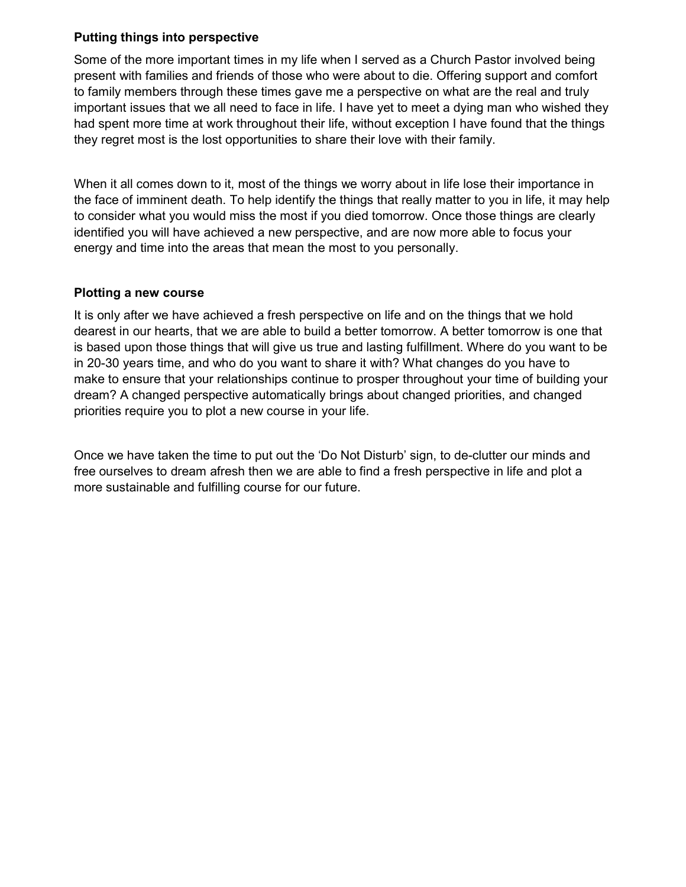**Putting things into perspective**

Some of the more important times in my life when I served as a Church Pastor involved being present with families and friends of those who were about to die. Offering support and comfort to family members through these times gave me a perspective on what are the real and truly important issues that we all need to face in life. I have yet to meet a dying man who wished they had spent more time at work throughout their life, without exception I have found that the things they regret most is the lost opportunities to share their love with their family.

When it all comes down to it, most of the things we worry about in life lose their importance in the face of imminent death. To help identify the things that really matter to you in life, it may help to consider what you would miss the most if you died tomorrow. Once those things are clearly identified you will have achieved a new perspective, and are now more able to focus your energy and time into the areas that mean the most to you personally.

**Plotting a new course**

It is only after we have achieved a fresh perspective on life and on the things that we hold dearest in our hearts, that we are able to build a better tomorrow. A better tomorrow is one that is based upon those things that will give us true and lasting fulfillment. Where do you want to be in 20-30 years time, and who do you want to share it with? What changes do you have to make to ensure that your relationships continue to prosper throughout your time of building your dream? A changed perspective automatically brings about changed priorities, and changed priorities require you to plot a new course in your life.

Once we have taken the time to put out the 'Do Not Disturb' sign, to de-clutter our minds and free ourselves to dream afresh then we are able to find a fresh perspective in life and plot a more sustainable and fulfilling course for our future.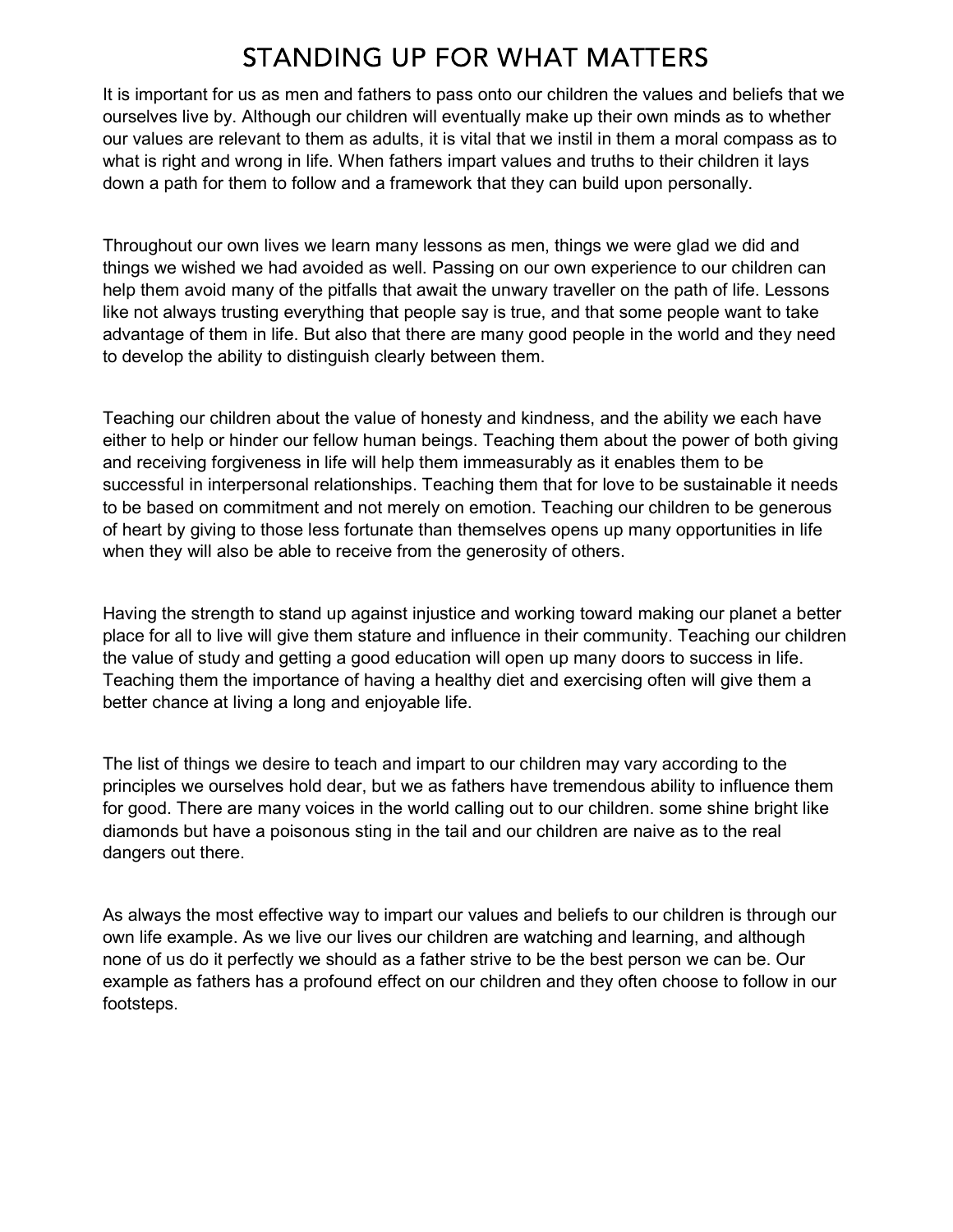# STANDING UP FOR WHAT MATTERS

It is important for us as men and fathers to pass onto our children the values and beliefs that we ourselves live by. Although our children will eventually make up their own minds as to whether our values are relevant to them as adults, it is vital that we instil in them a moral compass as to what is right and wrong in life. When fathers impart values and truths to their children it lays down a path for them to follow and a framework that they can build upon personally.

Throughout our own lives we learn many lessons as men, things we were glad we did and things we wished we had avoided as well. Passing on our own experience to our children can help them avoid many of the pitfalls that await the unwary traveller on the path of life. Lessons like not always trusting everything that people say is true, and that some people want to take advantage of them in life. But also that there are many good people in the world and they need to develop the ability to distinguish clearly between them.

Teaching our children about the value of honesty and kindness, and the ability we each have either to help or hinder our fellow human beings. Teaching them about the power of both giving and receiving forgiveness in life will help them immeasurably as it enables them to be successful in interpersonal relationships. Teaching them that for love to be sustainable it needs to be based on commitment and not merely on emotion. Teaching our children to be generous of heart by giving to those less fortunate than themselves opens up many opportunities in life when they will also be able to receive from the generosity of others.

Having the strength to stand up against injustice and working toward making our planet a better place for all to live will give them stature and influence in their community. Teaching our children the value of study and getting a good education will open up many doors to success in life. Teaching them the importance of having a healthy diet and exercising often will give them a better chance at living a long and enjoyable life.

The list of things we desire to teach and impart to our children may vary according to the principles we ourselves hold dear, but we as fathers have tremendous ability to influence them for good. There are many voices in the world calling out to our children. some shine bright like diamonds but have a poisonous sting in the tail and our children are naive as to the real dangers out there.

As always the most effective way to impart our values and beliefs to our children is through our own life example. As we live our lives our children are watching and learning, and although none of us do it perfectly we should as a father strive to be the best person we can be. Our example as fathers has a profound effect on our children and they often choose to follow in our footsteps.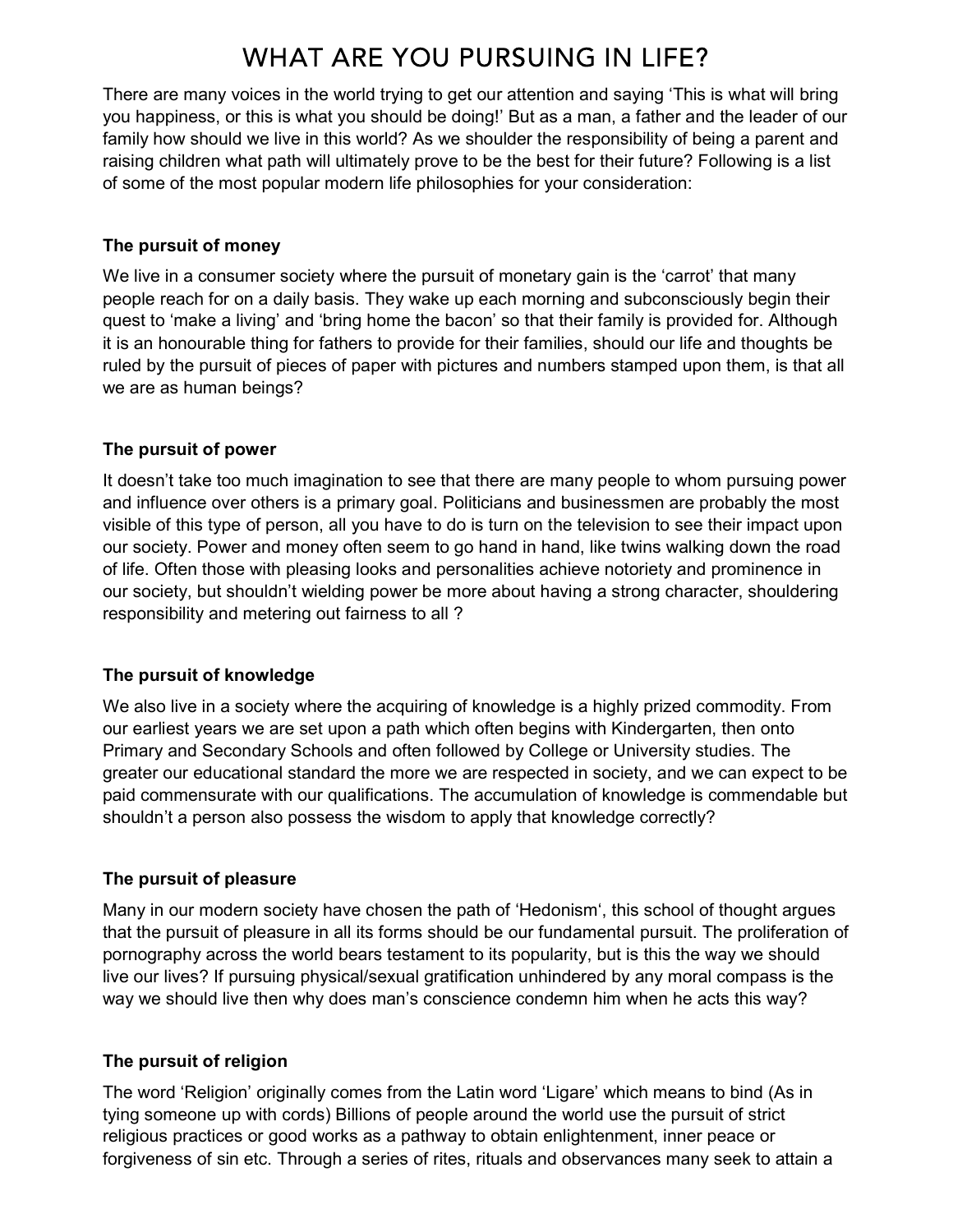# WHAT ARE YOU PURSUING IN LIFE?

There are many voices in the world trying to get our attention and saying 'This is what will bring you happiness, or this is what you should be doing!' But as a man, a father and the leader of our family how should we live in this world? As we shoulder the responsibility of being a parent and raising children what path will ultimately prove to be the best for their future? Following is a list of some of the most popular modern life philosophies for your consideration:

**The pursuit of money**

We live in a consumer society where the pursuit of monetary gain is the 'carrot' that many people reach for on a daily basis. They wake up each morning and subconsciously begin their quest to 'make a living' and 'bring home the bacon' so that their family is provided for. Although it is an honourable thing for fathers to provide for their families, should our life and thoughts be ruled by the pursuit of pieces of paper with pictures and numbers stamped upon them, is that all we are as human beings?

**The pursuit of power**

It doesn't take too much imagination to see that there are many people to whom pursuing power and influence over others is a primary goal. Politicians and businessmen are probably the most visible of this type of person, all you have to do is turn on the television to see their impact upon our society. Power and money often seem to go hand in hand, like twins walking down the road of life. Often those with pleasing looks and personalities achieve notoriety and prominence in our society, but shouldn't wielding power be more about having a strong character, shouldering responsibility and metering out fairness to all ?

**The pursuit of knowledge**

We also live in a society where the acquiring of knowledge is a highly prized commodity. From our earliest years we are set upon a path which often begins with Kindergarten, then onto Primary and Secondary Schools and often followed by College or University studies. The greater our educational standard the more we are respected in society, and we can expect to be paid commensurate with our qualifications. The accumulation of knowledge is commendable but shouldn't a person also possess the wisdom to apply that knowledge correctly?

**The pursuit of pleasure**

Many in our modern society have chosen the path of 'Hedonism', this school of thought argues that the pursuit of pleasure in all its forms should be our fundamental pursuit. The proliferation of pornography across the world bears testament to its popularity, but is this the way we should live our lives? If pursuing physical/sexual gratification unhindered by any moral compass is the way we should live then why does man's conscience condemn him when he acts this way?

**The pursuit of religion**

The word 'Religion' originally comes from the Latin word 'Ligare' which means to bind (As in tying someone up with cords) Billions of people around the world use the pursuit of strict religious practices or good works as a pathway to obtain enlightenment, inner peace or forgiveness of sin etc. Through a series of rites, rituals and observances many seek to attain a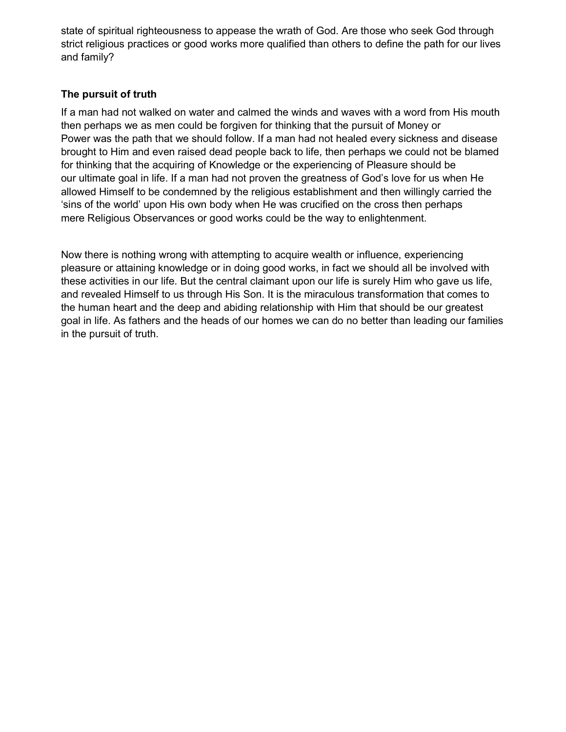state of spiritual righteousness to appease the wrath of God. Are those who seek God through strict religious practices or good works more qualified than others to define the path for our lives and family?

**The pursuit of truth**

If a man had not walked on water and calmed the winds and waves with a word from His mouth then perhaps we as men could be forgiven for thinking that the pursuit of Money or Power was the path that we should follow. If a man had not healed every sickness and disease brought to Him and even raised dead people back to life, then perhaps we could not be blamed for thinking that the acquiring of Knowledge or the experiencing of Pleasure should be our ultimate goal in life. If a man had not proven the greatness of God's love for us when He allowed Himself to be condemned by the religious establishment and then willingly carried the 'sins of the world' upon His own body when He was crucified on the cross then perhaps mere Religious Observances or good works could be the way to enlightenment.

Now there is nothing wrong with attempting to acquire wealth or influence, experiencing pleasure or attaining knowledge or in doing good works, in fact we should all be involved with these activities in our life. But the central claimant upon our life is surely Him who gave us life, and revealed Himself to us through His Son. It is the miraculous transformation that comes to the human heart and the deep and abiding relationship with Him that should be our greatest goal in life. As fathers and the heads of our homes we can do no better than leading our families in the pursuit of truth.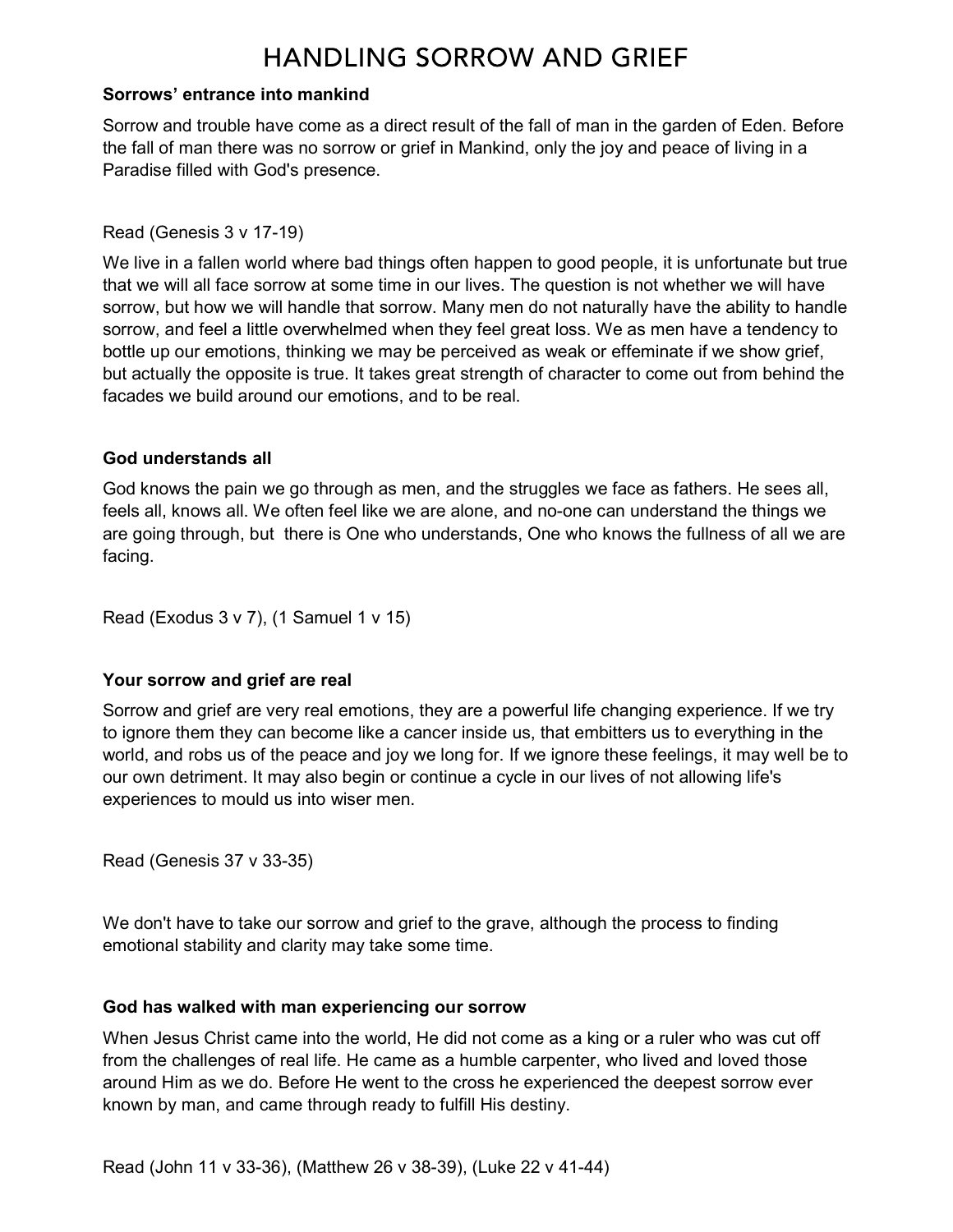# HANDLING SORROW AND GRIEF

**Sorrows' entrance into mankind**

Sorrow and trouble have come as a direct result of the fall of man in the garden of Eden. Before the fall of man there was no sorrow or grief in Mankind, only the joy and peace of living in a Paradise filled with God's presence.

Read (Genesis 3 v 17-19)

We live in a fallen world where bad things often happen to good people, it is unfortunate but true that we will all face sorrow at some time in our lives. The question is not whether we will have sorrow, but how we will handle that sorrow. Many men do not naturally have the ability to handle sorrow, and feel a little overwhelmed when they feel great loss. We as men have a tendency to bottle up our emotions, thinking we may be perceived as weak or effeminate if we show grief, but actually the opposite is true. It takes great strength of character to come out from behind the facades we build around our emotions, and to be real.

**God understands all**

God knows the pain we go through as men, and the struggles we face as fathers. He sees all, feels all, knows all. We often feel like we are alone, and no-one can understand the things we are going through, but there is One who understands, One who knows the fullness of all we are facing.

Read (Exodus 3 v 7), (1 Samuel 1 v 15)

**Your sorrow and grief are real**

Sorrow and grief are very real emotions, they are a powerful life changing experience. If we try to ignore them they can become like a cancer inside us, that embitters us to everything in the world, and robs us of the peace and joy we long for. If we ignore these feelings, it may well be to our own detriment. It may also begin or continue a cycle in our lives of not allowing life's experiences to mould us into wiser men.

Read (Genesis 37 v 33-35)

We don't have to take our sorrow and grief to the grave, although the process to finding emotional stability and clarity may take some time.

**God has walked with man experiencing our sorrow**

When Jesus Christ came into the world, He did not come as a king or a ruler who was cut off from the challenges of real life. He came as a humble carpenter, who lived and loved those around Him as we do. Before He went to the cross he experienced the deepest sorrow ever known by man, and came through ready to fulfill His destiny.

Read (John 11 v 33-36), (Matthew 26 v 38-39), (Luke 22 v 41-44)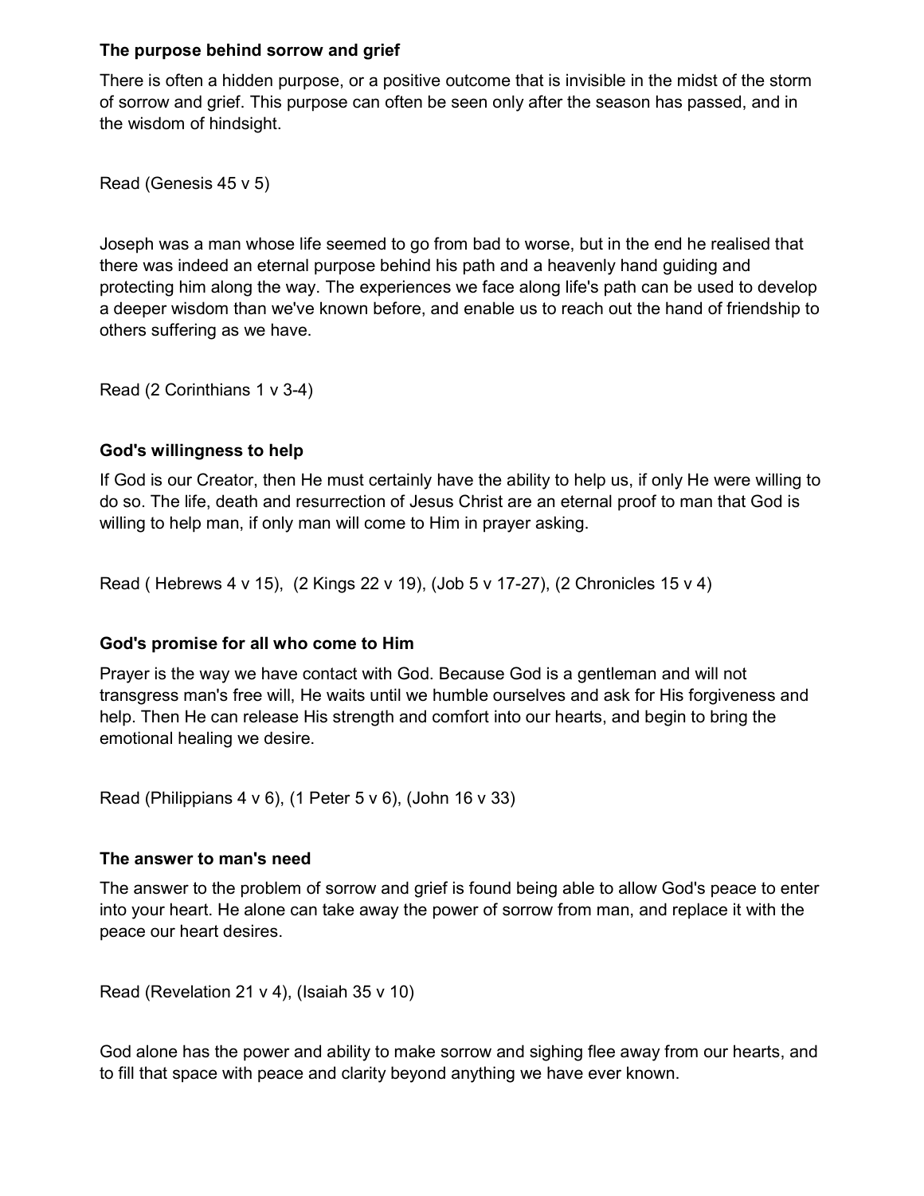**The purpose behind sorrow and grief**

There is often a hidden purpose, or a positive outcome that is invisible in the midst of the storm of sorrow and grief. This purpose can often be seen only after the season has passed, and in the wisdom of hindsight.

Read (Genesis 45 v 5)

Joseph was a man whose life seemed to go from bad to worse, but in the end he realised that there was indeed an eternal purpose behind his path and a heavenly hand guiding and protecting him along the way. The experiences we face along life's path can be used to develop a deeper wisdom than we've known before, and enable us to reach out the hand of friendship to others suffering as we have.

Read (2 Corinthians 1 v 3-4)

**God's willingness to help**

If God is our Creator, then He must certainly have the ability to help us, if only He were willing to do so. The life, death and resurrection of Jesus Christ are an eternal proof to man that God is willing to help man, if only man will come to Him in prayer asking.

Read ( Hebrews 4 v 15), (2 Kings 22 v 19), (Job 5 v 17-27), (2 Chronicles 15 v 4)

**God's promise for all who come to Him**

Prayer is the way we have contact with God. Because God is a gentleman and will not transgress man's free will, He waits until we humble ourselves and ask for His forgiveness and help. Then He can release His strength and comfort into our hearts, and begin to bring the emotional healing we desire.

Read (Philippians 4 v 6), (1 Peter 5 v 6), (John 16 v 33)

**The answer to man's need**

The answer to the problem of sorrow and grief is found being able to allow God's peace to enter into your heart. He alone can take away the power of sorrow from man, and replace it with the peace our heart desires.

Read (Revelation 21 v 4), (Isaiah 35 v 10)

God alone has the power and ability to make sorrow and sighing flee away from our hearts, and to fill that space with peace and clarity beyond anything we have ever known.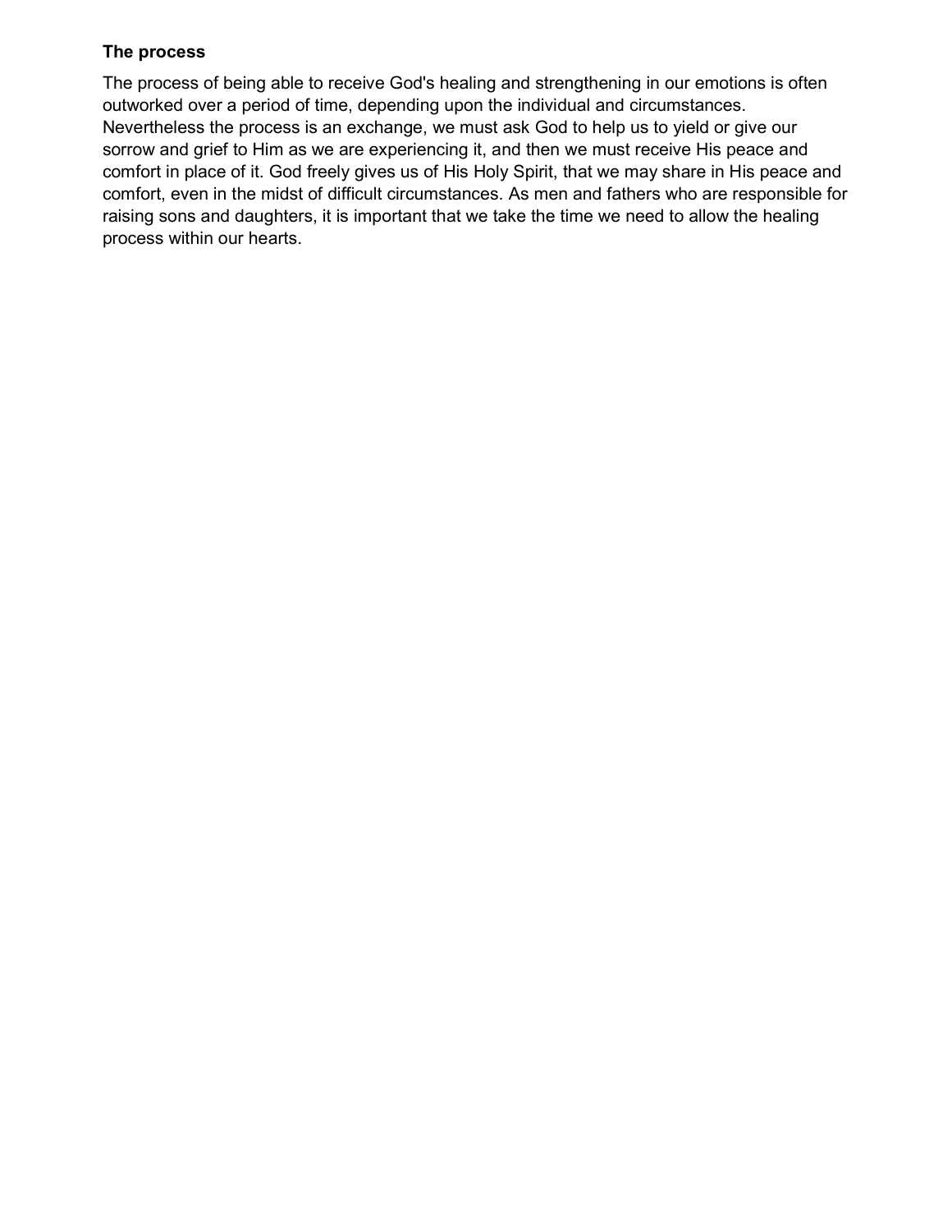**The process**

The process of being able to receive God's healing and strengthening in our emotions is often outworked over a period of time, depending upon the individual and circumstances. Nevertheless the process is an exchange, we must ask God to help us to yield or give our sorrow and grief to Him as we are experiencing it, and then we must receive His peace and comfort in place of it. God freely gives us of His Holy Spirit, that we may share in His peace and comfort, even in the midst of difficult circumstances. As men and fathers who are responsible for raising sons and daughters, it is important that we take the time we need to allow the healing process within our hearts.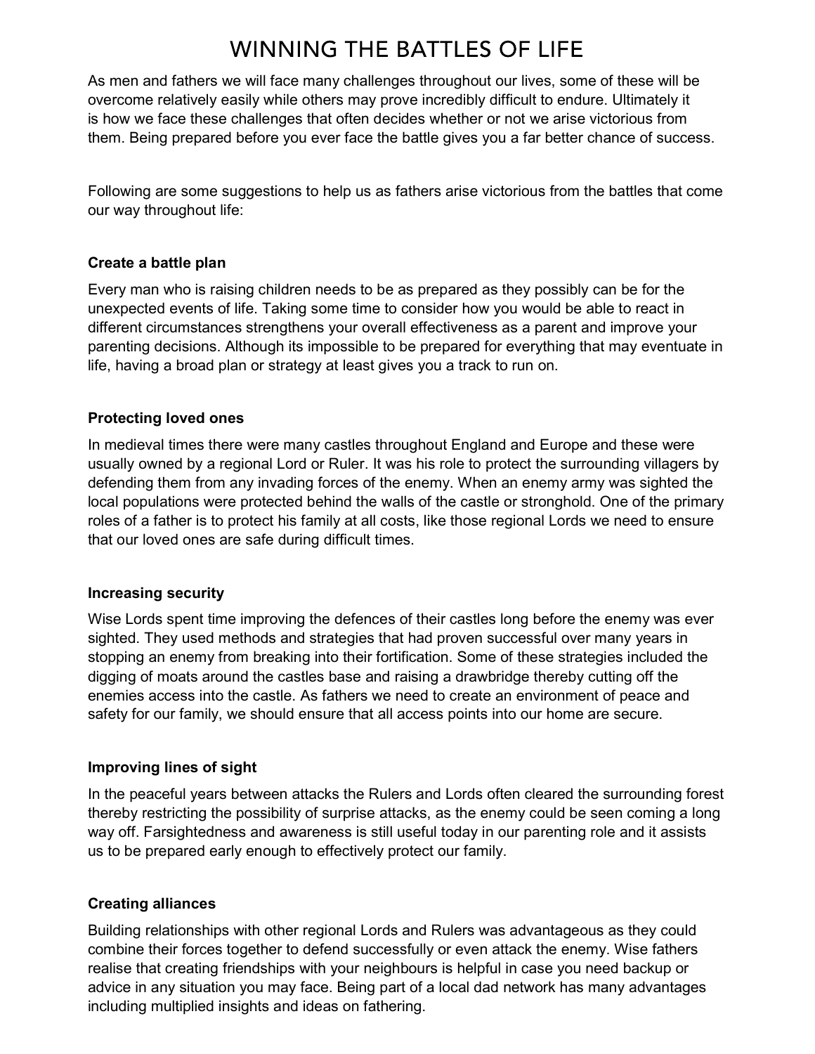# WINNING THE BATTLES OF LIFE

As men and fathers we will face many challenges throughout our lives, some of these will be overcome relatively easily while others may prove incredibly difficult to endure. Ultimately it is how we face these challenges that often decides whether or not we arise victorious from them. Being prepared before you ever face the battle gives you a far better chance of success.

Following are some suggestions to help us as fathers arise victorious from the battles that come our way throughout life:

**Create a battle plan**

Every man who is raising children needs to be as prepared as they possibly can be for the unexpected events of life. Taking some time to consider how you would be able to react in different circumstances strengthens your overall effectiveness as a parent and improve your parenting decisions. Although its impossible to be prepared for everything that may eventuate in life, having a broad plan or strategy at least gives you a track to run on.

**Protecting loved ones**

In medieval times there were many castles throughout England and Europe and these were usually owned by a regional Lord or Ruler. It was his role to protect the surrounding villagers by defending them from any invading forces of the enemy. When an enemy army was sighted the local populations were protected behind the walls of the castle or stronghold. One of the primary roles of a father is to protect his family at all costs, like those regional Lords we need to ensure that our loved ones are safe during difficult times.

**Increasing security**

Wise Lords spent time improving the defences of their castles long before the enemy was ever sighted. They used methods and strategies that had proven successful over many years in stopping an enemy from breaking into their fortification. Some of these strategies included the digging of moats around the castles base and raising a drawbridge thereby cutting off the enemies access into the castle. As fathers we need to create an environment of peace and safety for our family, we should ensure that all access points into our home are secure.

**Improving lines of sight**

In the peaceful years between attacks the Rulers and Lords often cleared the surrounding forest thereby restricting the possibility of surprise attacks, as the enemy could be seen coming a long way off. Farsightedness and awareness is still useful today in our parenting role and it assists us to be prepared early enough to effectively protect our family.

**Creating alliances**

Building relationships with other regional Lords and Rulers was advantageous as they could combine their forces together to defend successfully or even attack the enemy. Wise fathers realise that creating friendships with your neighbours is helpful in case you need backup or advice in any situation you may face. Being part of a local dad network has many advantages including multiplied insights and ideas on fathering.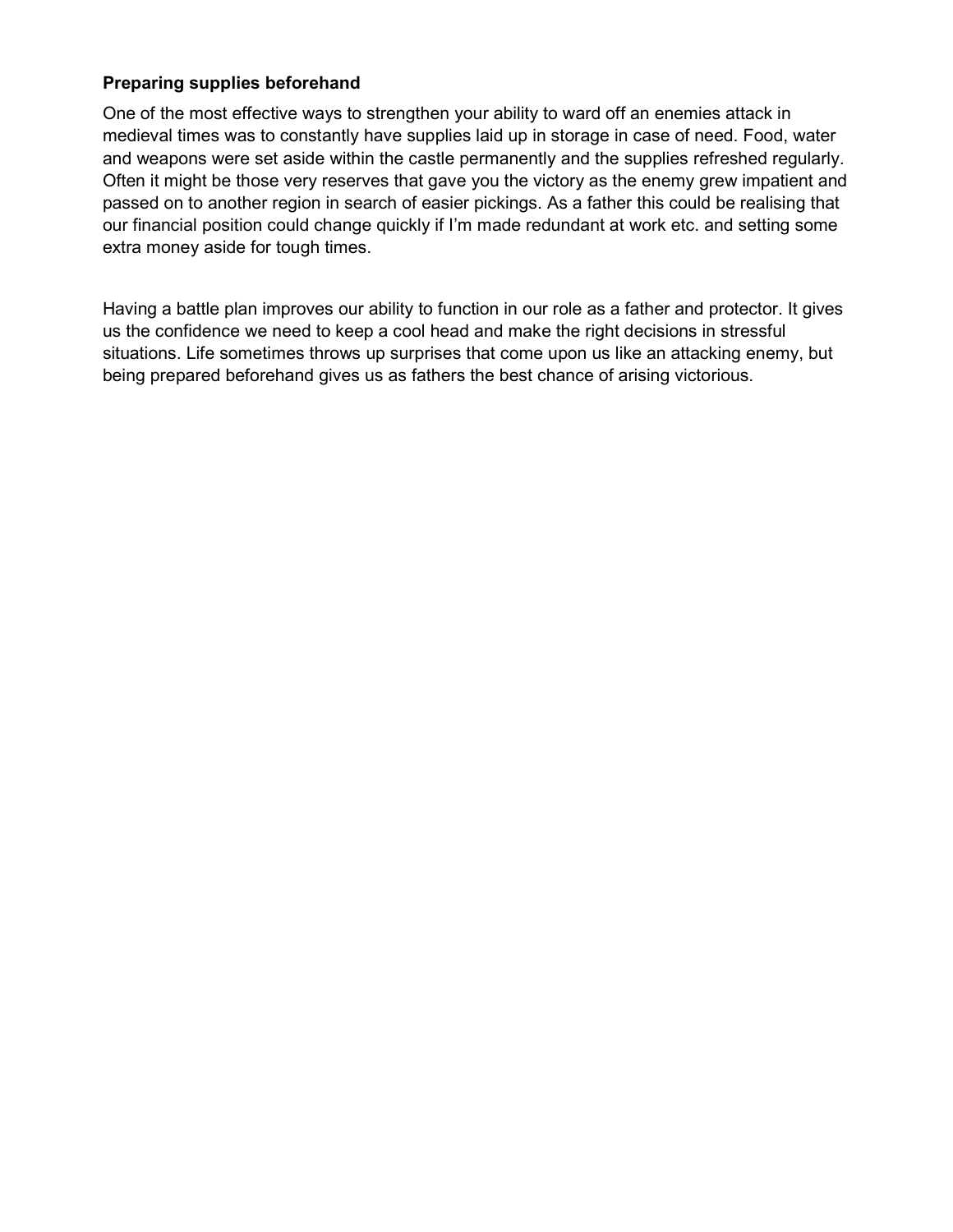**Preparing supplies beforehand**

One of the most effective ways to strengthen your ability to ward off an enemies attack in medieval times was to constantly have supplies laid up in storage in case of need. Food, water and weapons were set aside within the castle permanently and the supplies refreshed regularly. Often it might be those very reserves that gave you the victory as the enemy grew impatient and passed on to another region in search of easier pickings. As a father this could be realising that our financial position could change quickly if I'm made redundant at work etc. and setting some extra money aside for tough times.

Having a battle plan improves our ability to function in our role as a father and protector. It gives us the confidence we need to keep a cool head and make the right decisions in stressful situations. Life sometimes throws up surprises that come upon us like an attacking enemy, but being prepared beforehand gives us as fathers the best chance of arising victorious.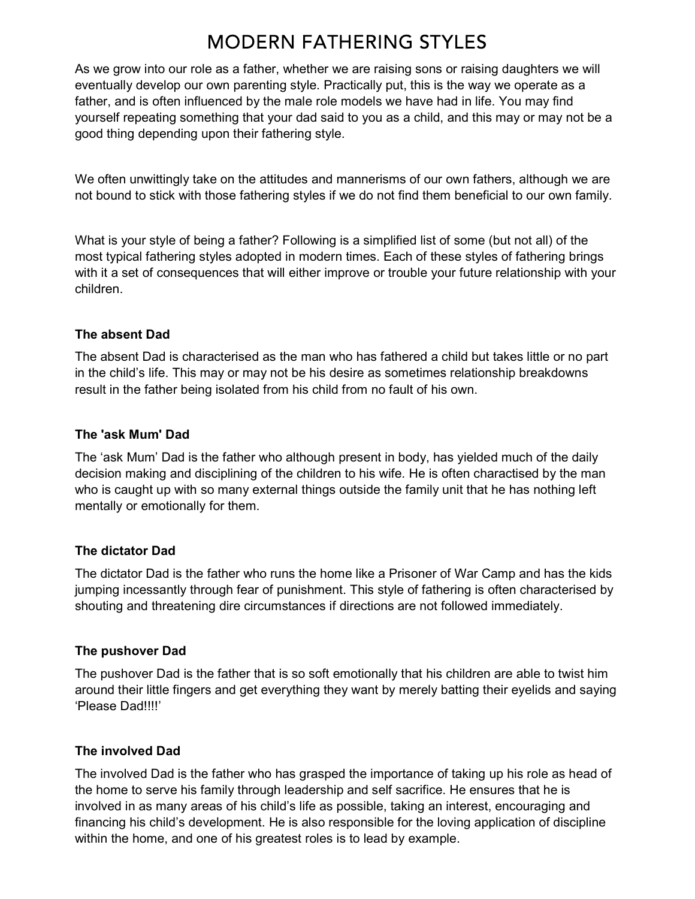# MODERN FATHERING STYLES

As we grow into our role as a father, whether we are raising sons or raising daughters we will eventually develop our own parenting style. Practically put, this is the way we operate as a father, and is often influenced by the male role models we have had in life. You may find yourself repeating something that your dad said to you as a child, and this may or may not be a good thing depending upon their fathering style.

We often unwittingly take on the attitudes and mannerisms of our own fathers, although we are not bound to stick with those fathering styles if we do not find them beneficial to our own family.

What is your style of being a father? Following is a simplified list of some (but not all) of the most typical fathering styles adopted in modern times. Each of these styles of fathering brings with it a set of consequences that will either improve or trouble your future relationship with your children.

**The absent Dad**

The absent Dad is characterised as the man who has fathered a child but takes little or no part in the child's life. This may or may not be his desire as sometimes relationship breakdowns result in the father being isolated from his child from no fault of his own.

**The 'ask Mum' Dad**

The 'ask Mum' Dad is the father who although present in body, has yielded much of the daily decision making and disciplining of the children to his wife. He is often charactised by the man who is caught up with so many external things outside the family unit that he has nothing left mentally or emotionally for them.

**The dictator Dad**

The dictator Dad is the father who runs the home like a Prisoner of War Camp and has the kids jumping incessantly through fear of punishment. This style of fathering is often characterised by shouting and threatening dire circumstances if directions are not followed immediately.

**The pushover Dad**

The pushover Dad is the father that is so soft emotionally that his children are able to twist him around their little fingers and get everything they want by merely batting their eyelids and saying 'Please Dad!!!!'

**The involved Dad**

The involved Dad is the father who has grasped the importance of taking up his role as head of the home to serve his family through leadership and self sacrifice. He ensures that he is involved in as many areas of his child's life as possible, taking an interest, encouraging and financing his child's development. He is also responsible for the loving application of discipline within the home, and one of his greatest roles is to lead by example.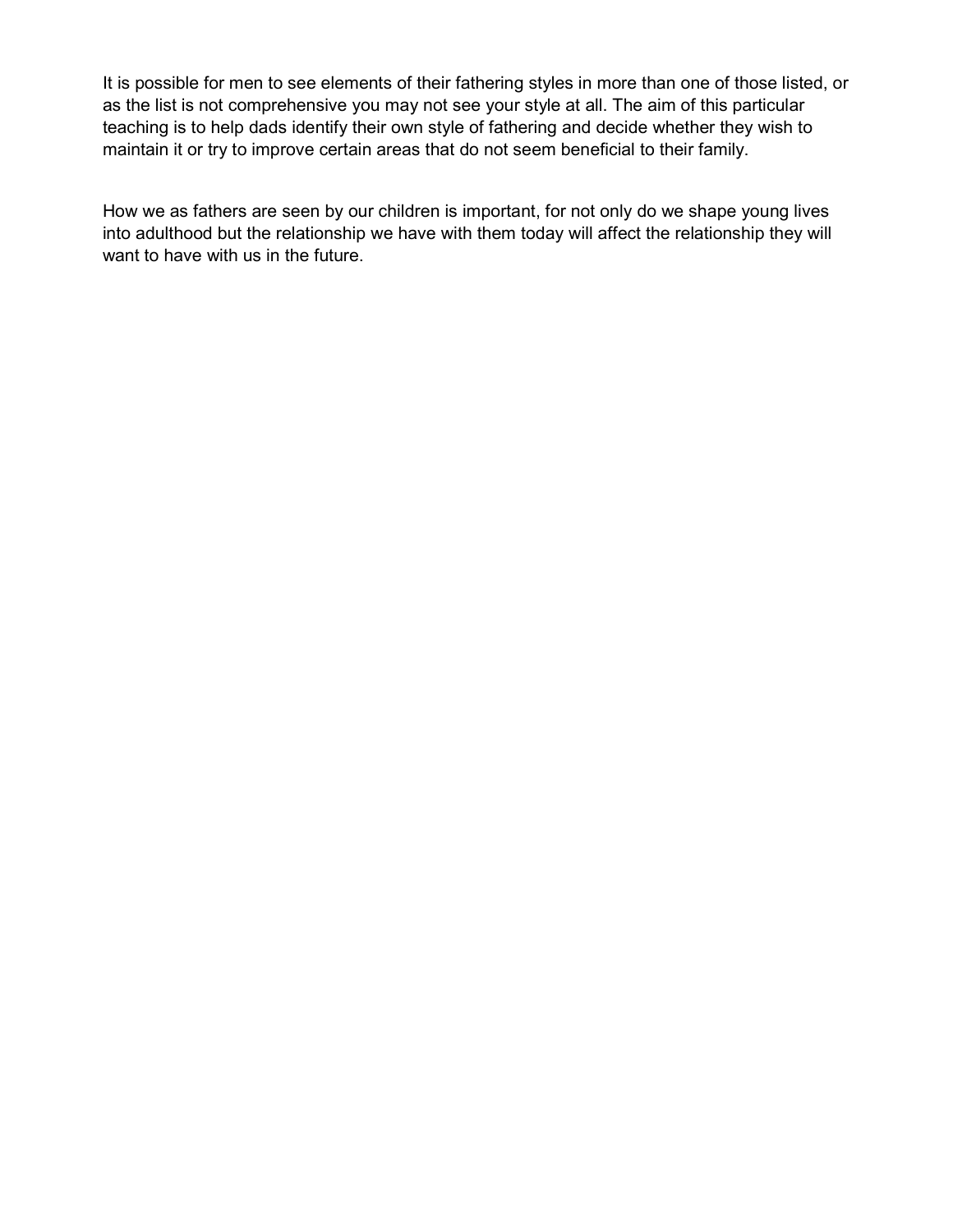It is possible for men to see elements of their fathering styles in more than one of those listed, or as the list is not comprehensive you may not see your style at all. The aim of this particular teaching is to help dads identify their own style of fathering and decide whether they wish to maintain it or try to improve certain areas that do not seem beneficial to their family.

How we as fathers are seen by our children is important, for not only do we shape young lives into adulthood but the relationship we have with them today will affect the relationship they will want to have with us in the future.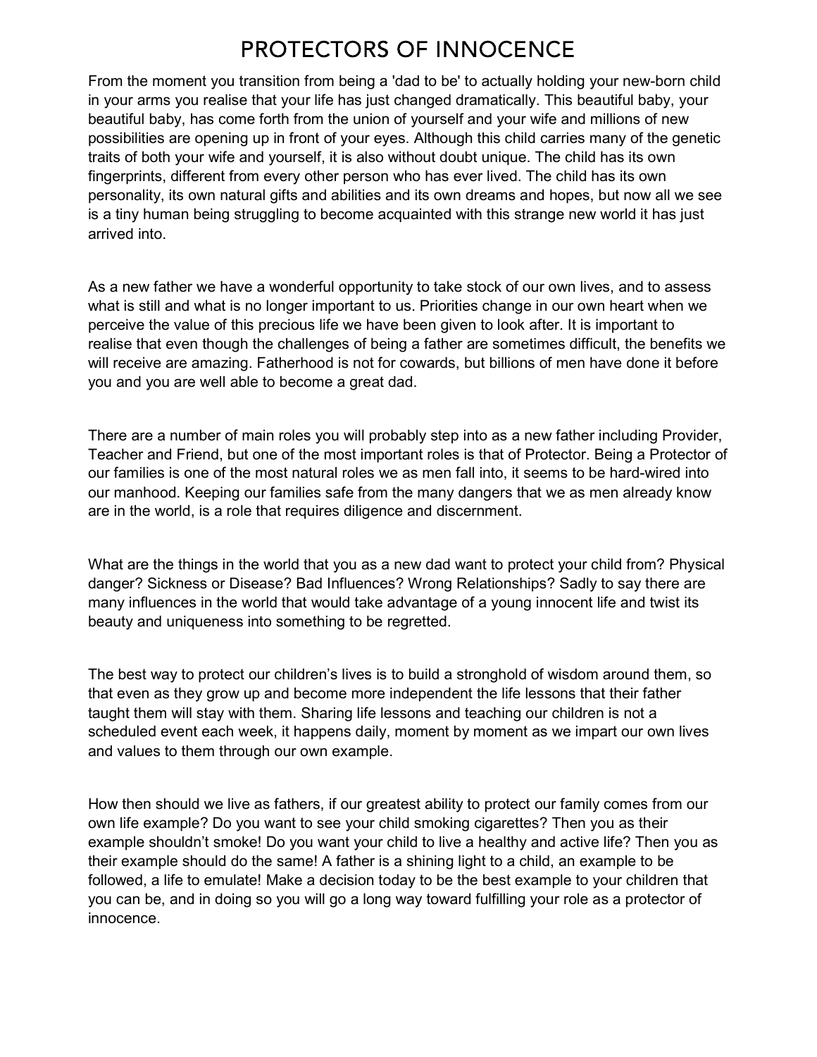# PROTECTORS OF INNOCENCE

From the moment you transition from being a 'dad to be' to actually holding your new-born child in your arms you realise that your life has just changed dramatically. This beautiful baby, your beautiful baby, has come forth from the union of yourself and your wife and millions of new possibilities are opening up in front of your eyes. Although this child carries many of the genetic traits of both your wife and yourself, it is also without doubt unique. The child has its own fingerprints, different from every other person who has ever lived. The child has its own personality, its own natural gifts and abilities and its own dreams and hopes, but now all we see is a tiny human being struggling to become acquainted with this strange new world it has just arrived into.

As a new father we have a wonderful opportunity to take stock of our own lives, and to assess what is still and what is no longer important to us. Priorities change in our own heart when we perceive the value of this precious life we have been given to look after. It is important to realise that even though the challenges of being a father are sometimes difficult, the benefits we will receive are amazing. Fatherhood is not for cowards, but billions of men have done it before you and you are well able to become a great dad.

There are a number of main roles you will probably step into as a new father including Provider, Teacher and Friend, but one of the most important roles is that of Protector. Being a Protector of our families is one of the most natural roles we as men fall into, it seems to be hard-wired into our manhood. Keeping our families safe from the many dangers that we as men already know are in the world, is a role that requires diligence and discernment.

What are the things in the world that you as a new dad want to protect your child from? Physical danger? Sickness or Disease? Bad Influences? Wrong Relationships? Sadly to say there are many influences in the world that would take advantage of a young innocent life and twist its beauty and uniqueness into something to be regretted.

The best way to protect our children's lives is to build a stronghold of wisdom around them, so that even as they grow up and become more independent the life lessons that their father taught them will stay with them. Sharing life lessons and teaching our children is not a scheduled event each week, it happens daily, moment by moment as we impart our own lives and values to them through our own example.

How then should we live as fathers, if our greatest ability to protect our family comes from our own life example? Do you want to see your child smoking cigarettes? Then you as their example shouldn't smoke! Do you want your child to live a healthy and active life? Then you as their example should do the same! A father is a shining light to a child, an example to be followed, a life to emulate! Make a decision today to be the best example to your children that you can be, and in doing so you will go a long way toward fulfilling your role as a protector of innocence.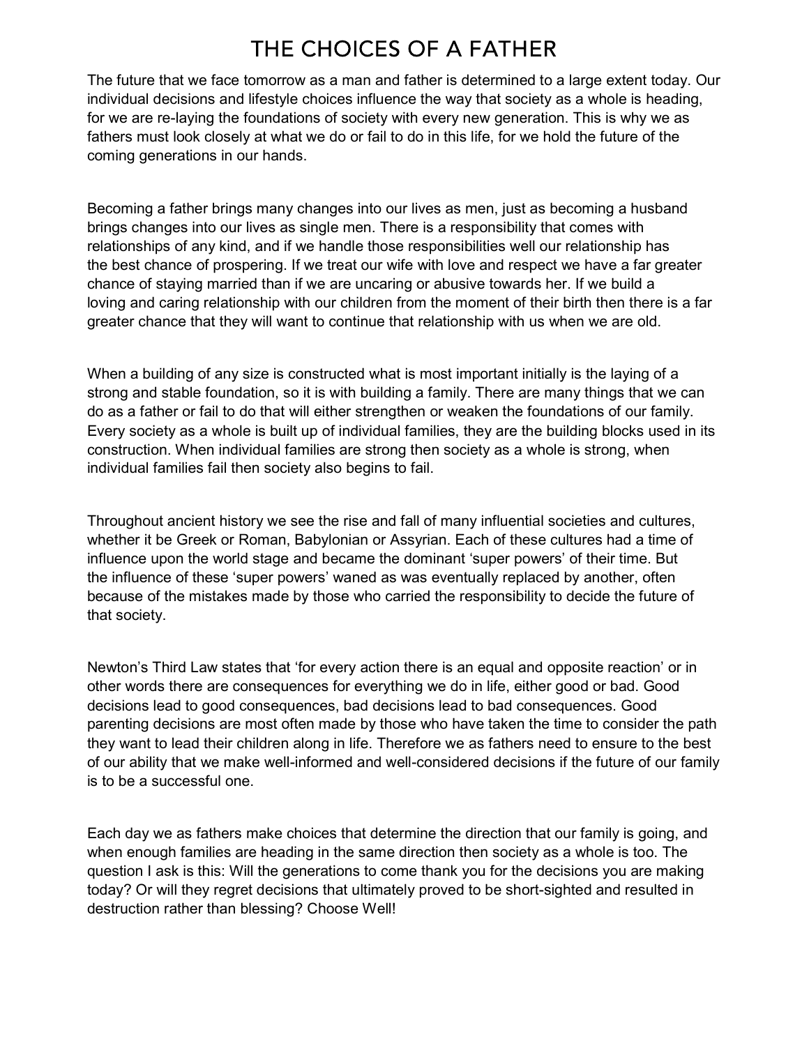# THE CHOICES OF A FATHER

The future that we face tomorrow as a man and father is determined to a large extent today. Our individual decisions and lifestyle choices influence the way that society as a whole is heading, for we are re-laying the foundations of society with every new generation. This is why we as fathers must look closely at what we do or fail to do in this life, for we hold the future of the coming generations in our hands.

Becoming a father brings many changes into our lives as men, just as becoming a husband brings changes into our lives as single men. There is a responsibility that comes with relationships of any kind, and if we handle those responsibilities well our relationship has the best chance of prospering. If we treat our wife with love and respect we have a far greater chance of staying married than if we are uncaring or abusive towards her. If we build a loving and caring relationship with our children from the moment of their birth then there is a far greater chance that they will want to continue that relationship with us when we are old.

When a building of any size is constructed what is most important initially is the laying of a strong and stable foundation, so it is with building a family. There are many things that we can do as a father or fail to do that will either strengthen or weaken the foundations of our family. Every society as a whole is built up of individual families, they are the building blocks used in its construction. When individual families are strong then society as a whole is strong, when individual families fail then society also begins to fail.

Throughout ancient history we see the rise and fall of many influential societies and cultures, whether it be Greek or Roman, Babylonian or Assyrian. Each of these cultures had a time of influence upon the world stage and became the dominant 'super powers' of their time. But the influence of these 'super powers' waned as was eventually replaced by another, often because of the mistakes made by those who carried the responsibility to decide the future of that society.

Newton's Third Law states that 'for every action there is an equal and opposite reaction' or in other words there are consequences for everything we do in life, either good or bad. Good decisions lead to good consequences, bad decisions lead to bad consequences. Good parenting decisions are most often made by those who have taken the time to consider the path they want to lead their children along in life. Therefore we as fathers need to ensure to the best of our ability that we make well-informed and well-considered decisions if the future of our family is to be a successful one.

Each day we as fathers make choices that determine the direction that our family is going, and when enough families are heading in the same direction then society as a whole is too. The question I ask is this: Will the generations to come thank you for the decisions you are making today? Or will they regret decisions that ultimately proved to be short-sighted and resulted in destruction rather than blessing? Choose Well!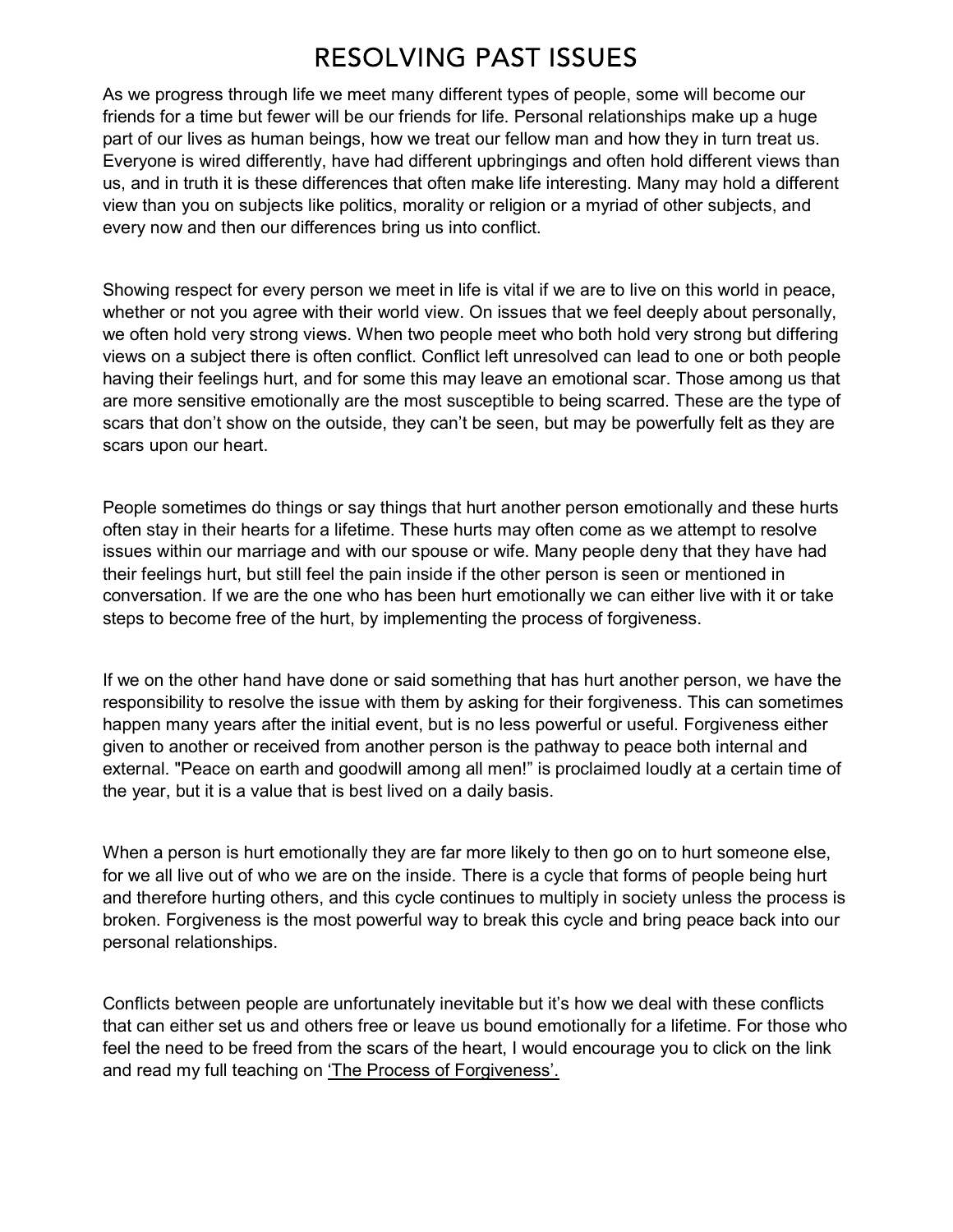# RESOLVING PAST ISSUES

As we progress through life we meet many different types of people, some will become our friends for a time but fewer will be our friends for life. Personal relationships make up a huge part of our lives as human beings, how we treat our fellow man and how they in turn treat us. Everyone is wired differently, have had different upbringings and often hold different views than us, and in truth it is these differences that often make life interesting. Many may hold a different view than you on subjects like politics, morality or religion or a myriad of other subjects, and every now and then our differences bring us into conflict.

Showing respect for every person we meet in life is vital if we are to live on this world in peace, whether or not you agree with their world view. On issues that we feel deeply about personally, we often hold very strong views. When two people meet who both hold very strong but differing views on a subject there is often conflict. Conflict left unresolved can lead to one or both people having their feelings hurt, and for some this may leave an emotional scar. Those among us that are more sensitive emotionally are the most susceptible to being scarred. These are the type of scars that don't show on the outside, they can't be seen, but may be powerfully felt as they are scars upon our heart.

People sometimes do things or say things that hurt another person emotionally and these hurts often stay in their hearts for a lifetime. These hurts may often come as we attempt to resolve issues within our marriage and with our spouse or wife. Many people deny that they have had their feelings hurt, but still feel the pain inside if the other person is seen or mentioned in conversation. If we are the one who has been hurt emotionally we can either live with it or take steps to become free of the hurt, by implementing the process of forgiveness.

If we on the other hand have done or said something that has hurt another person, we have the responsibility to resolve the issue with them by asking for their forgiveness. This can sometimes happen many years after the initial event, but is no less powerful or useful. Forgiveness either given to another or received from another person is the pathway to peace both internal and external. "Peace on earth and goodwill among all men!" is proclaimed loudly at a certain time of the year, but it is a value that is best lived on a daily basis.

When a person is hurt emotionally they are far more likely to then go on to hurt someone else, for we all live out of who we are on the inside. There is a cycle that forms of people being hurt and therefore hurting others, and this cycle continues to multiply in society unless the process is broken. Forgiveness is the most powerful way to break this cycle and bring peace back into our personal relationships.

Conflicts between people are unfortunately inevitable but it's how we deal with these conflicts that can either set us and others free or leave us bound emotionally for a lifetime. For those who feel the need to be freed from the scars of the heart, I would encourage you to click on the link and read my full teaching on 'The Process of Forgiveness'.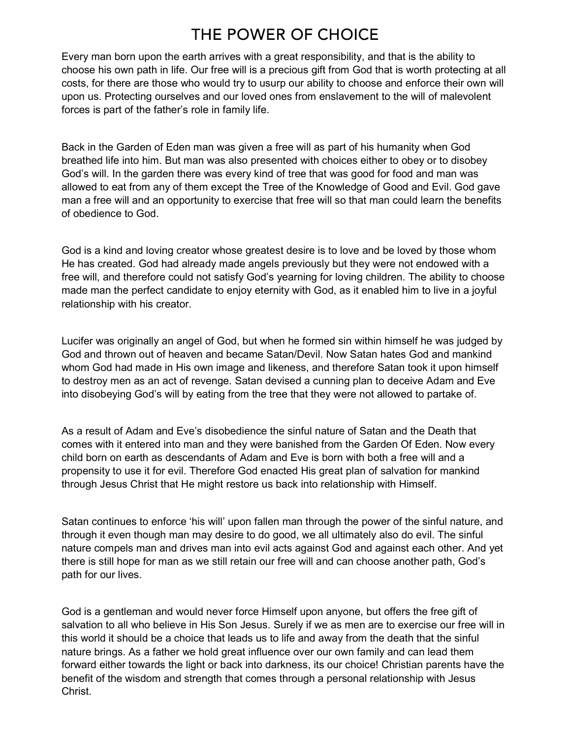# THE POWER OF CHOICE

Every man born upon the earth arrives with a great responsibility, and that is the ability to choose his own path in life. Our free will is a precious gift from God that is worth protecting at all costs, for there are those who would try to usurp our ability to choose and enforce their own will upon us. Protecting ourselves and our loved ones from enslavement to the will of malevolent forces is part of the father's role in family life.

Back in the Garden of Eden man was given a free will as part of his humanity when God breathed life into him. But man was also presented with choices either to obey or to disobey God's will. In the garden there was every kind of tree that was good for food and man was allowed to eat from any of them except the Tree of the Knowledge of Good and Evil. God gave man a free will and an opportunity to exercise that free will so that man could learn the benefits of obedience to God.

God is a kind and loving creator whose greatest desire is to love and be loved by those whom He has created. God had already made angels previously but they were not endowed with a free will, and therefore could not satisfy God's yearning for loving children. The ability to choose made man the perfect candidate to enjoy eternity with God, as it enabled him to live in a joyful relationship with his creator.

Lucifer was originally an angel of God, but when he formed sin within himself he was judged by God and thrown out of heaven and became Satan/Devil. Now Satan hates God and mankind whom God had made in His own image and likeness, and therefore Satan took it upon himself to destroy men as an act of revenge. Satan devised a cunning plan to deceive Adam and Eve into disobeying God's will by eating from the tree that they were not allowed to partake of.

As a result of Adam and Eve's disobedience the sinful nature of Satan and the Death that comes with it entered into man and they were banished from the Garden Of Eden. Now every child born on earth as descendants of Adam and Eve is born with both a free will and a propensity to use it for evil. Therefore God enacted His great plan of salvation for mankind through Jesus Christ that He might restore us back into relationship with Himself.

Satan continues to enforce 'his will' upon fallen man through the power of the sinful nature, and through it even though man may desire to do good, we all ultimately also do evil. The sinful nature compels man and drives man into evil acts against God and against each other. And yet there is still hope for man as we still retain our free will and can choose another path, God's path for our lives.

God is a gentleman and would never force Himself upon anyone, but offers the free gift of salvation to all who believe in His Son Jesus. Surely if we as men are to exercise our free will in this world it should be a choice that leads us to life and away from the death that the sinful nature brings. As a father we hold great influence over our own family and can lead them forward either towards the light or back into darkness, its our choice! Christian parents have the benefit of the wisdom and strength that comes through a personal relationship with Jesus Christ.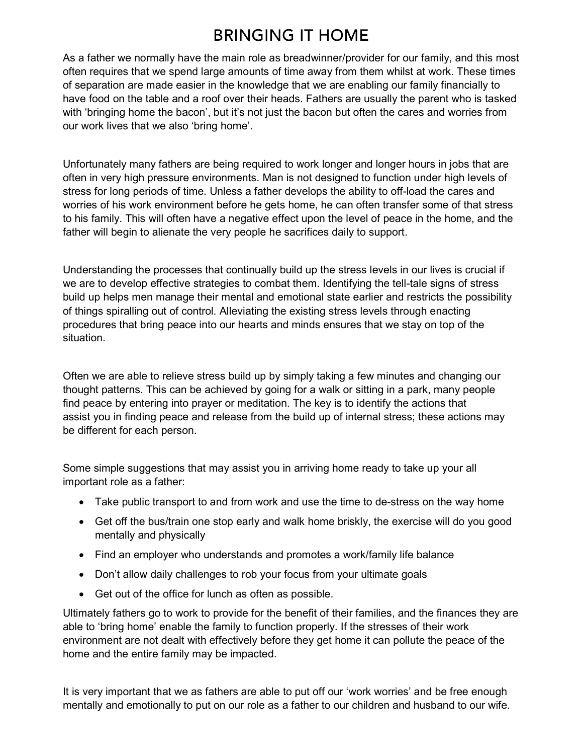# BRINGING IT HOME

As a father we normally have the main role as breadwinner/provider for our family, and this most often requires that we spend large amounts of time away from them whilst at work. These times of separation are made easier in the knowledge that we are enabling our family financially to have food on the table and a roof over their heads. Fathers are usually the parent who is tasked with 'bringing home the bacon', but it's not just the bacon but often the cares and worries from our work lives that we also 'bring home'.

Unfortunately many fathers are being required to work longer and longer hours in jobs that are often in very high pressure environments. Man is not designed to function under high levels of stress for long periods of time. Unless a father develops the ability to off-load the cares and worries of his work environment before he gets home, he can often transfer some of that stress to his family. This will often have a negative effect upon the level of peace in the home, and the father will begin to alienate the very people he sacrifices daily to support.

Understanding the processes that continually build up the stress levels in our lives is crucial if we are to develop effective strategies to combat them. Identifying the tell-tale signs of stress build up helps men manage their mental and emotional state earlier and restricts the possibility of things spiralling out of control. Alleviating the existing stress levels through enacting procedures that bring peace into our hearts and minds ensures that we stay on top of the situation.

Often we are able to relieve stress build up by simply taking a few minutes and changing our thought patterns. This can be achieved by going for a walk or sitting in a park, many people find peace by entering into prayer or meditation. The key is to identify the actions that assist you in finding peace and release from the build up of internal stress; these actions may be different for each person.

Some simple suggestions that may assist you in arriving home ready to take up your all important role as a father:

- Take public transport to and from work and use the time to de-stress on the way home
- Get off the bus/train one stop early and walk home briskly, the exercise will do you good mentally and physically
- Find an employer who understands and promotes a work/family life balance
- Don't allow daily challenges to rob your focus from your ultimate goals
- Get out of the office for lunch as often as possible.

Ultimately fathers go to work to provide for the benefit of their families, and the finances they are able to 'bring home' enable the family to function properly. If the stresses of their work environment are not dealt with effectively before they get home it can pollute the peace of the home and the entire family may be impacted.

It is very important that we as fathers are able to put off our 'work worries' and be free enough mentally and emotionally to put on our role as a father to our children and husband to our wife.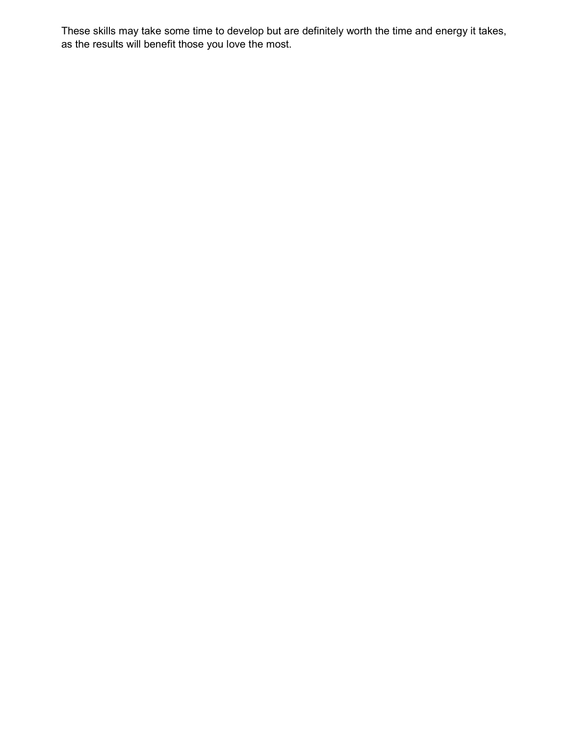These skills may take some time to develop but are definitely worth the time and energy it takes, as the results will benefit those you love the most.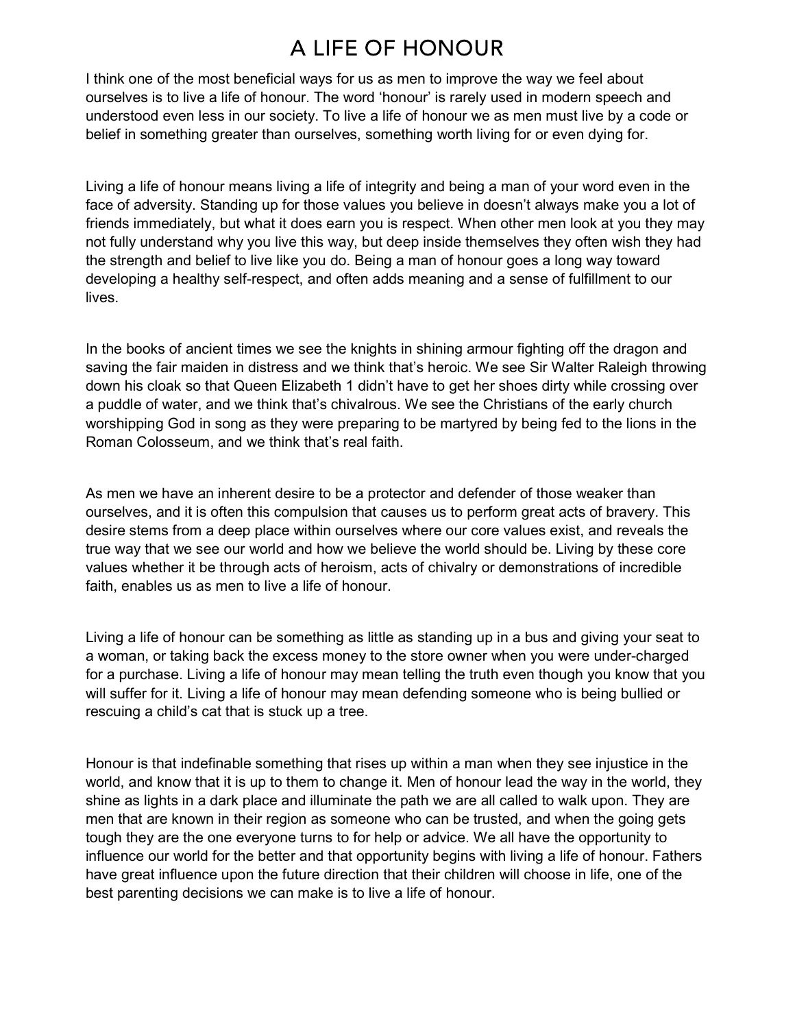# A LIFE OF HONOUR

I think one of the most beneficial ways for us as men to improve the way we feel about ourselves is to live a life of honour. The word 'honour' is rarely used in modern speech and understood even less in our society. To live a life of honour we as men must live by a code or belief in something greater than ourselves, something worth living for or even dying for.

Living a life of honour means living a life of integrity and being a man of your word even in the face of adversity. Standing up for those values you believe in doesn't always make you a lot of friends immediately, but what it does earn you is respect. When other men look at you they may not fully understand why you live this way, but deep inside themselves they often wish they had the strength and belief to live like you do. Being a man of honour goes a long way toward developing a healthy self-respect, and often adds meaning and a sense of fulfillment to our lives.

In the books of ancient times we see the knights in shining armour fighting off the dragon and saving the fair maiden in distress and we think that's heroic. We see Sir Walter Raleigh throwing down his cloak so that Queen Elizabeth 1 didn't have to get her shoes dirty while crossing over a puddle of water, and we think that's chivalrous. We see the Christians of the early church worshipping God in song as they were preparing to be martyred by being fed to the lions in the Roman Colosseum, and we think that's real faith.

As men we have an inherent desire to be a protector and defender of those weaker than ourselves, and it is often this compulsion that causes us to perform great acts of bravery. This desire stems from a deep place within ourselves where our core values exist, and reveals the true way that we see our world and how we believe the world should be. Living by these core values whether it be through acts of heroism, acts of chivalry or demonstrations of incredible faith, enables us as men to live a life of honour.

Living a life of honour can be something as little as standing up in a bus and giving your seat to a woman, or taking back the excess money to the store owner when you were under-charged for a purchase. Living a life of honour may mean telling the truth even though you know that you will suffer for it. Living a life of honour may mean defending someone who is being bullied or rescuing a child's cat that is stuck up a tree.

Honour is that indefinable something that rises up within a man when they see injustice in the world, and know that it is up to them to change it. Men of honour lead the way in the world, they shine as lights in a dark place and illuminate the path we are all called to walk upon. They are men that are known in their region as someone who can be trusted, and when the going gets tough they are the one everyone turns to for help or advice. We all have the opportunity to influence our world for the better and that opportunity begins with living a life of honour. Fathers have great influence upon the future direction that their children will choose in life, one of the best parenting decisions we can make is to live a life of honour.